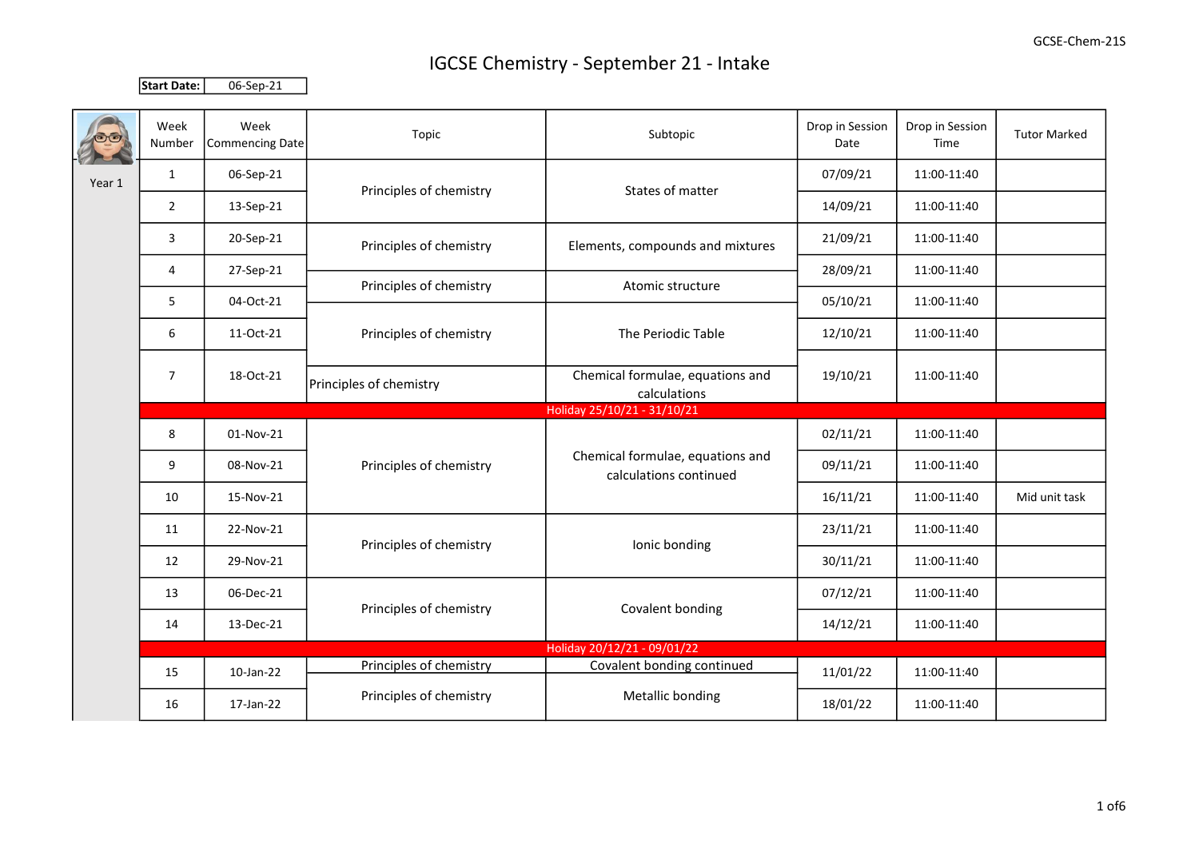# IGCSE Chemistry - September 21 - Intake

**Start Date:** 06-Sep-21

| | Week Number | Week Commencing Date | Topic | Subtopic | Drop in Session Date | Drop in Session Time | Tutor Marked |
|---|---|---|---|---|---|---|---|
| Year 1 | 1 | 06-Sep-21 | Principles of chemistry | States of matter | 07/09/21 | 11:00-11:40 | |
| | 2 | 13-Sep-21 | | | 14/09/21 | 11:00-11:40 | |
| | 3 | 20-Sep-21 | Principles of chemistry | Elements, compounds and mixtures | 21/09/21 | 11:00-11:40 | |
| | 4 | 27-Sep-21 | | | 28/09/21 | 11:00-11:40 | |
| | | | Principles of chemistry | Atomic structure | | | |
| | 5 | 04-Oct-21 | | | 05/10/21 | 11:00-11:40 | |
| | 6 | 11-Oct-21 | Principles of chemistry | The Periodic Table | 12/10/21 | 11:00-11:40 | |
| | 7 | 18-Oct-21 | Principles of chemistry | Chemical formulae, equations and calculations | 19/10/21 | 11:00-11:40 | |
| | Holiday 25/10/21 - 31/10/21 | | | | | | |
| | 8 | 01-Nov-21 | Principles of chemistry | Chemical formulae, equations and calculations continued | 02/11/21 | 11:00-11:40 | |
| | 9 | 08-Nov-21 | | | 09/11/21 | 11:00-11:40 | |
| | 10 | 15-Nov-21 | | | 16/11/21 | 11:00-11:40 | Mid unit task |
| | 11 | 22-Nov-21 | Principles of chemistry | Ionic bonding | 23/11/21 | 11:00-11:40 | |
| | 12 | 29-Nov-21 | | | 30/11/21 | 11:00-11:40 | |
| | 13 | 06-Dec-21 | Principles of chemistry | Covalent bonding | 07/12/21 | 11:00-11:40 | |
| | 14 | 13-Dec-21 | | | 14/12/21 | 11:00-11:40 | |
| | Holiday 20/12/21 - 09/01/22 | | | | | | |
| | 15 | 10-Jan-22 | Principles of chemistry | Covalent bonding continued | 11/01/22 | 11:00-11:40 | |
| | | | Principles of chemistry | Metallic bonding | | | |
| | 16 | 17-Jan-22 | | | 18/01/22 | 11:00-11:40 | |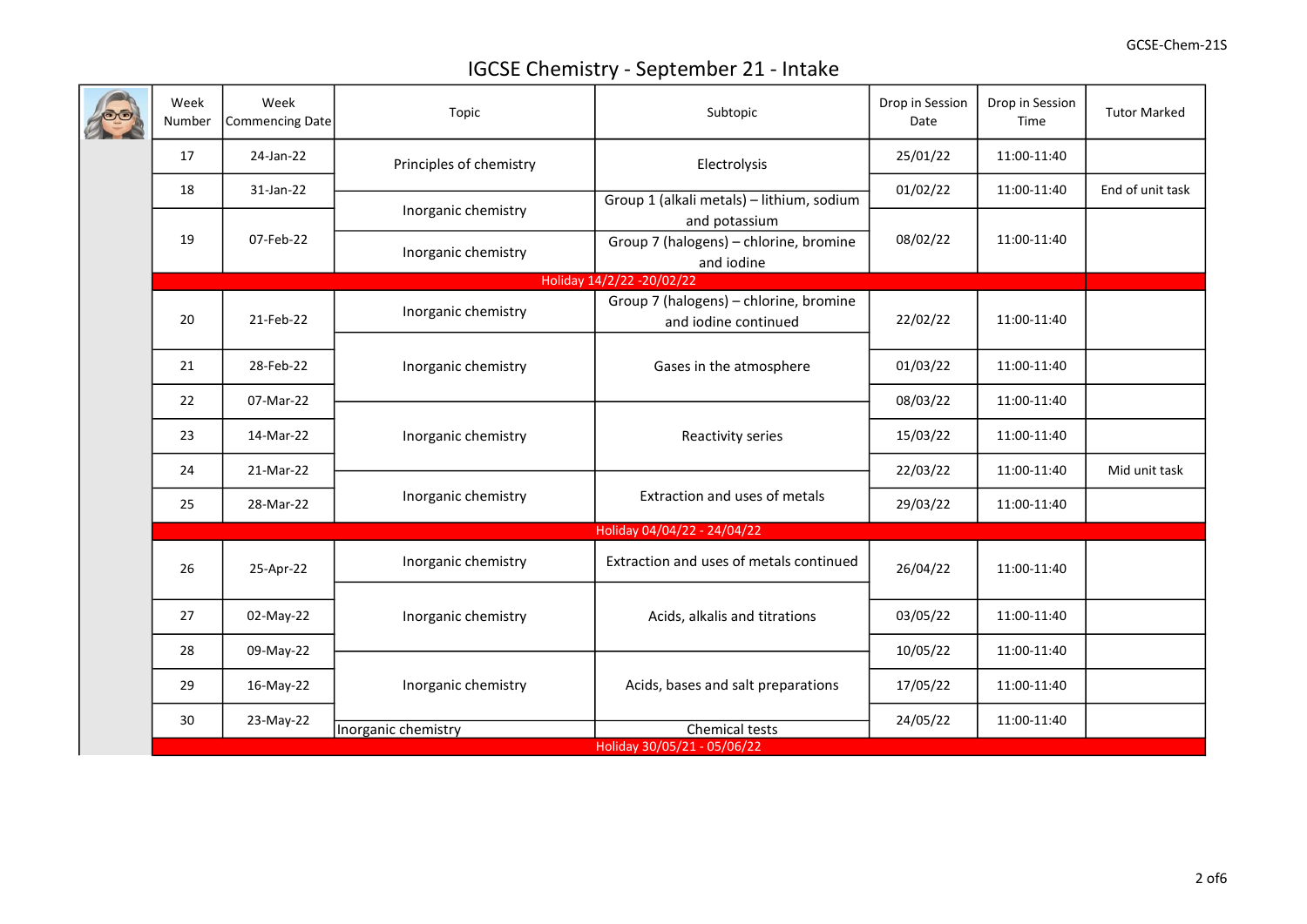# IGCSE Chemistry - September 21 - Intake

| Week Number | Week Commencing Date | Topic | Subtopic | Drop in Session Date | Drop in Session Time | Tutor Marked |
|---|---|---|---|---|---|---|
| 17 | 24-Jan-22 | Principles of chemistry | Electrolysis | 25/01/22 | 11:00-11:40 | |
| 18 | 31-Jan-22 | Inorganic chemistry | Group 1 (alkali metals) – lithium, sodium and potassium | 01/02/22 | 11:00-11:40 | End of unit task |
| 19 | 07-Feb-22 | Inorganic chemistry | Group 7 (halogens) – chlorine, bromine and iodine | 08/02/22 | 11:00-11:40 | |
| Holiday 14/2/22 -20/02/22 | | | | | | |
| 20 | 21-Feb-22 | Inorganic chemistry | Group 7 (halogens) – chlorine, bromine and iodine continued | 22/02/22 | 11:00-11:40 | |
| 21 | 28-Feb-22 | Inorganic chemistry | Gases in the atmosphere | 01/03/22 | 11:00-11:40 | |
| 22 | 07-Mar-22 | Inorganic chemistry | Reactivity series | 08/03/22 | 11:00-11:40 | |
| 23 | 14-Mar-22 | Inorganic chemistry | Reactivity series | 15/03/22 | 11:00-11:40 | |
| 24 | 21-Mar-22 | Inorganic chemistry | Extraction and uses of metals | 22/03/22 | 11:00-11:40 | Mid unit task |
| 25 | 28-Mar-22 | Inorganic chemistry | Extraction and uses of metals | 29/03/22 | 11:00-11:40 | |
| Holiday 04/04/22 - 24/04/22 | | | | | | |
| 26 | 25-Apr-22 | Inorganic chemistry | Extraction and uses of metals continued | 26/04/22 | 11:00-11:40 | |
| 27 | 02-May-22 | Inorganic chemistry | Acids, alkalis and titrations | 03/05/22 | 11:00-11:40 | |
| 28 | 09-May-22 | Inorganic chemistry | Acids, bases and salt preparations | 10/05/22 | 11:00-11:40 | |
| 29 | 16-May-22 | Inorganic chemistry | Acids, bases and salt preparations | 17/05/22 | 11:00-11:40 | |
| 30 | 23-May-22 | Inorganic chemistry | Chemical tests | 24/05/22 | 11:00-11:40 | |
| Holiday 30/05/21 - 05/06/22 | | | | | | |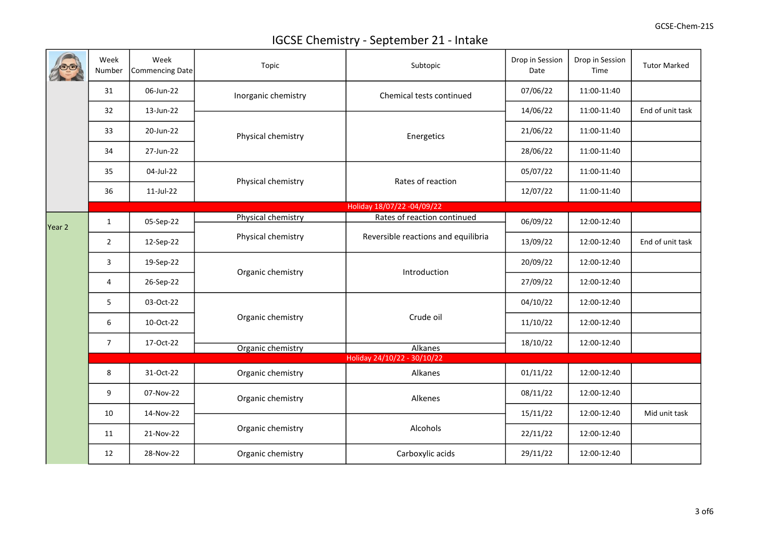# IGCSE Chemistry - September 21 - Intake

| | Week Number | Week Commencing Date | Topic | Subtopic | Drop in Session Date | Drop in Session Time | Tutor Marked |
|---|---|---|---|---|---|---|---|
| | 31 | 06-Jun-22 | Inorganic chemistry | Chemical tests continued | 07/06/22 | 11:00-11:40 | |
| | 32 | 13-Jun-22 | | | 14/06/22 | 11:00-11:40 | End of unit task |
| | 33 | 20-Jun-22 | Physical chemistry | Energetics | 21/06/22 | 11:00-11:40 | |
| | 34 | 27-Jun-22 | | | 28/06/22 | 11:00-11:40 | |
| | 35 | 04-Jul-22 | Physical chemistry | Rates of reaction | 05/07/22 | 11:00-11:40 | |
| | 36 | 11-Jul-22 | | | 12/07/22 | 11:00-11:40 | |
| | Holiday 18/07/22 -04/09/22 | | | | | | |
| Year 2 | 1 | 05-Sep-22 | Physical chemistry | Rates of reaction continued | 06/09/22 | 12:00-12:40 | |
| | 2 | 12-Sep-22 | Physical chemistry | Reversible reactions and equilibria | 13/09/22 | 12:00-12:40 | End of unit task |
| | 3 | 19-Sep-22 | Organic chemistry | Introduction | 20/09/22 | 12:00-12:40 | |
| | 4 | 26-Sep-22 | | | 27/09/22 | 12:00-12:40 | |
| | 5 | 03-Oct-22 | Organic chemistry | Crude oil | 04/10/22 | 12:00-12:40 | |
| | 6 | 10-Oct-22 | | | 11/10/22 | 12:00-12:40 | |
| | 7 | 17-Oct-22 | | | 18/10/22 | 12:00-12:40 | |
| | | | Organic chemistry | Alkanes | | | |
| | Holiday 24/10/22 - 30/10/22 | | | | | | |
| | 8 | 31-Oct-22 | Organic chemistry | Alkanes | 01/11/22 | 12:00-12:40 | |
| | 9 | 07-Nov-22 | Organic chemistry | Alkenes | 08/11/22 | 12:00-12:40 | |
| | 10 | 14-Nov-22 | | | 15/11/22 | 12:00-12:40 | Mid unit task |
| | 11 | 21-Nov-22 | Organic chemistry | Alcohols | 22/11/22 | 12:00-12:40 | |
| | 12 | 28-Nov-22 | Organic chemistry | Carboxylic acids | 29/11/22 | 12:00-12:40 | |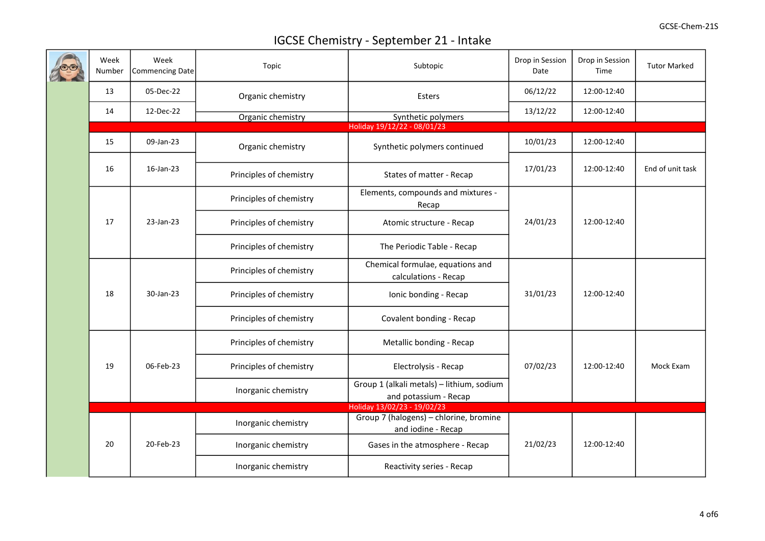# IGCSE Chemistry - September 21 - Intake

| | Week Number | Week Commencing Date | Topic | Subtopic | Drop in Session Date | Drop in Session Time | Tutor Marked |
|---|---|---|---|---|---|---|---|
| | 13 | 05-Dec-22 | Organic chemistry | Esters | 06/12/22 | 12:00-12:40 | |
| | 14 | 12-Dec-22 | Organic chemistry | Synthetic polymers | 13/12/22 | 12:00-12:40 | |
| | Holiday 19/12/22 - 08/01/23 | | | | | | |
| | 15 | 09-Jan-23 | Organic chemistry | Synthetic polymers continued | 10/01/23 | 12:00-12:40 | |
| | 16 | 16-Jan-23 | Principles of chemistry | States of matter - Recap | 17/01/23 | 12:00-12:40 | End of unit task |
| | 17 | 23-Jan-23 | Principles of chemistry | Elements, compounds and mixtures - Recap | 24/01/23 | 12:00-12:40 | |
| | | | Principles of chemistry | Atomic structure - Recap | | | |
| | | | Principles of chemistry | The Periodic Table - Recap | | | |
| | 18 | 30-Jan-23 | Principles of chemistry | Chemical formulae, equations and calculations - Recap | 31/01/23 | 12:00-12:40 | |
| | | | Principles of chemistry | Ionic bonding - Recap | | | |
| | | | Principles of chemistry | Covalent bonding - Recap | | | |
| | 19 | 06-Feb-23 | Principles of chemistry | Metallic bonding - Recap | 07/02/23 | 12:00-12:40 | Mock Exam |
| | | | Principles of chemistry | Electrolysis - Recap | | | |
| | | | Inorganic chemistry | Group 1 (alkali metals) – lithium, sodium and potassium - Recap | | | |
| | Holiday 13/02/23 - 19/02/23 | | | | | | |
| | 20 | 20-Feb-23 | Inorganic chemistry | Group 7 (halogens) – chlorine, bromine and iodine - Recap | 21/02/23 | 12:00-12:40 | |
| | | | Inorganic chemistry | Gases in the atmosphere - Recap | | | |
| | | | Inorganic chemistry | Reactivity series - Recap | | | |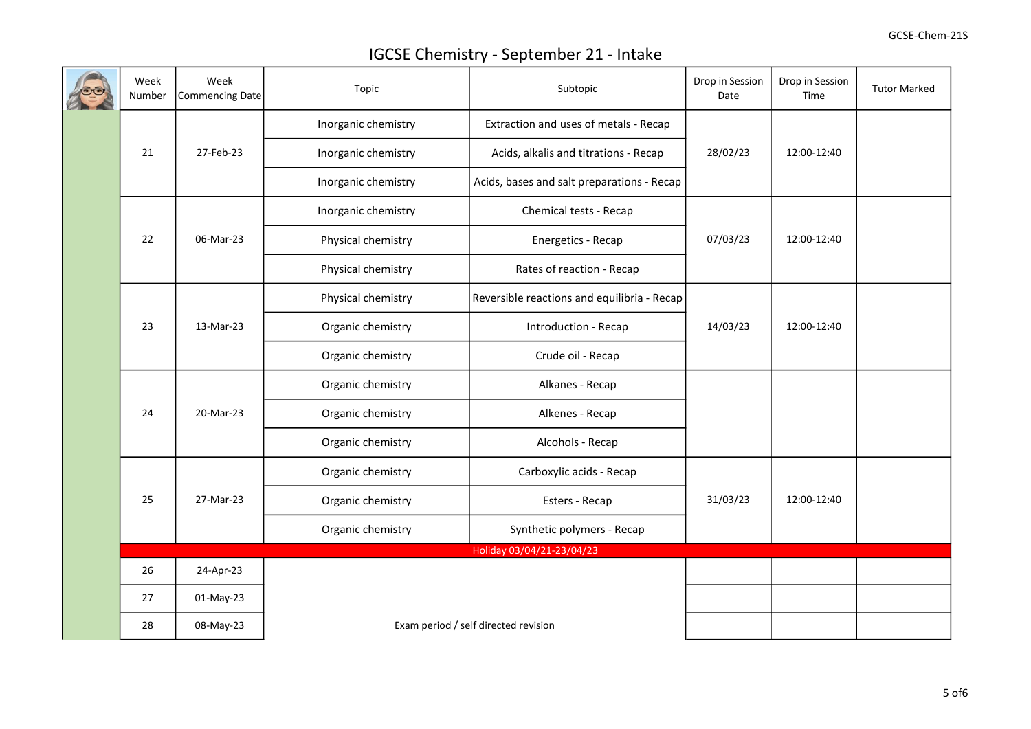# IGCSE Chemistry - September 21 - Intake

| Week Number | Week Commencing Date | Topic | Subtopic | Drop in Session Date | Drop in Session Time | Tutor Marked |
|---|---|---|---|---|---|---|
| 21 | 27-Feb-23 | Inorganic chemistry | Extraction and uses of metals - Recap | 28/02/23 | 12:00-12:40 | |
| | | Inorganic chemistry | Acids, alkalis and titrations - Recap | | | |
| | | Inorganic chemistry | Acids, bases and salt preparations - Recap | | | |
| 22 | 06-Mar-23 | Inorganic chemistry | Chemical tests - Recap | 07/03/23 | 12:00-12:40 | |
| | | Physical chemistry | Energetics - Recap | | | |
| | | Physical chemistry | Rates of reaction - Recap | | | |
| 23 | 13-Mar-23 | Physical chemistry | Reversible reactions and equilibria - Recap | 14/03/23 | 12:00-12:40 | |
| | | Organic chemistry | Introduction - Recap | | | |
| | | Organic chemistry | Crude oil - Recap | | | |
| 24 | 20-Mar-23 | Organic chemistry | Alkanes - Recap | | | |
| | | Organic chemistry | Alkenes - Recap | | | |
| | | Organic chemistry | Alcohols - Recap | | | |
| 25 | 27-Mar-23 | Organic chemistry | Carboxylic acids - Recap | 31/03/23 | 12:00-12:40 | |
| | | Organic chemistry | Esters - Recap | | | |
| | | Organic chemistry | Synthetic polymers - Recap | | | |
| Holiday 03/04/21-23/04/23 | | | | | | |
| 26 | 24-Apr-23 | Exam period / self directed revision | | | | |
| 27 | 01-May-23 | | | | | |
| 28 | 08-May-23 | | | | | |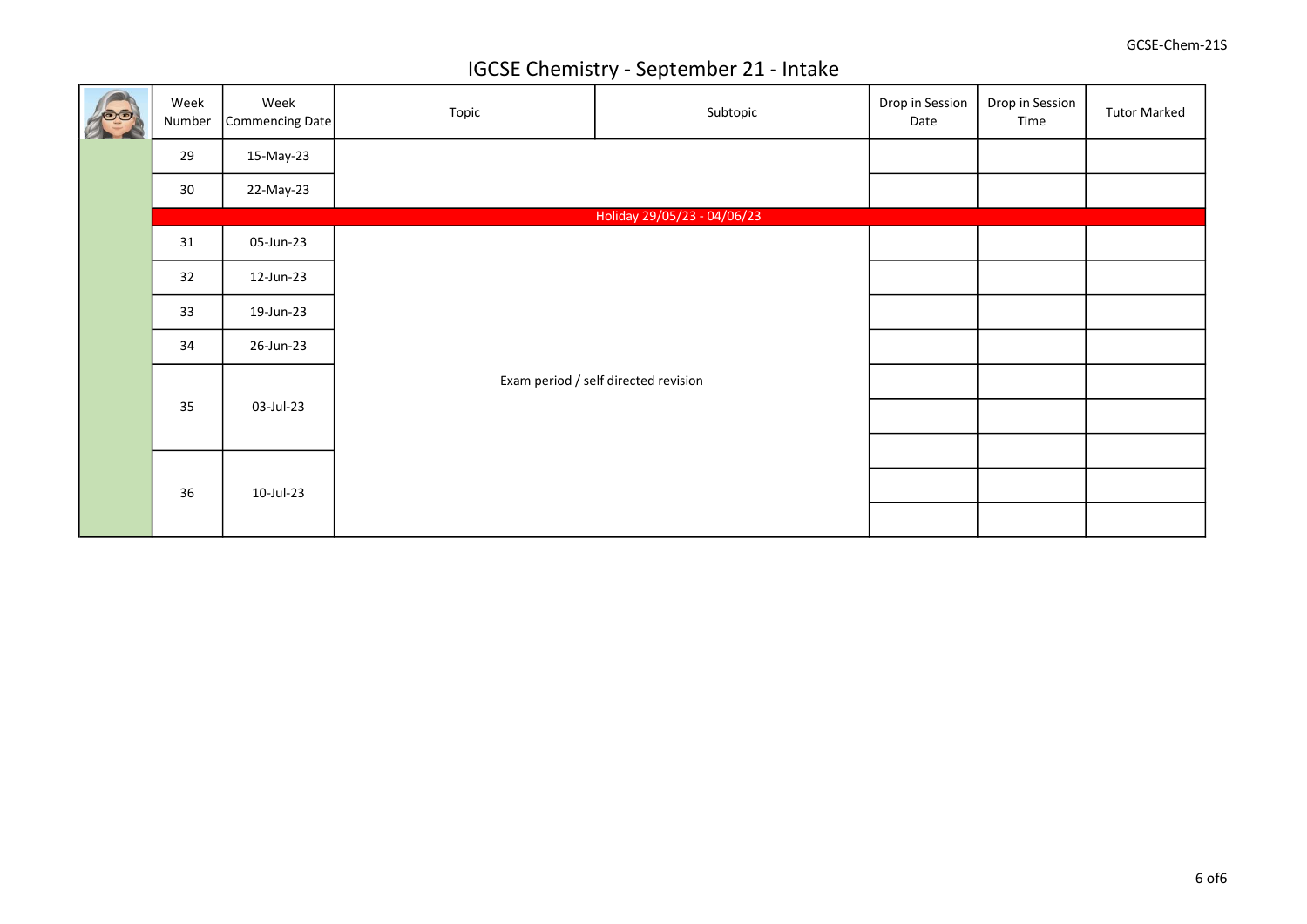# IGCSE Chemistry - September 21 - Intake

| | Week Number | Week Commencing Date | Topic | Subtopic | Drop in Session Date | Drop in Session Time | Tutor Marked |
|---|---|---|---|---|---|---|---|
| | 29 | 15-May-23 | | | | | |
| | 30 | 22-May-23 | | | | | |
| | Holiday 29/05/23 - 04/06/23 | | | | | | |
| | 31 | 05-Jun-23 | Exam period / self directed revision | | | | |
| | 32 | 12-Jun-23 | | | | | |
| | 33 | 19-Jun-23 | | | | | |
| | 34 | 26-Jun-23 | | | | | |
| | 35 | 03-Jul-23 | | | | | |
| | | | | | | | |
| | | | | | | | |
| | 36 | 10-Jul-23 | | | | | |
| | | | | | | | |